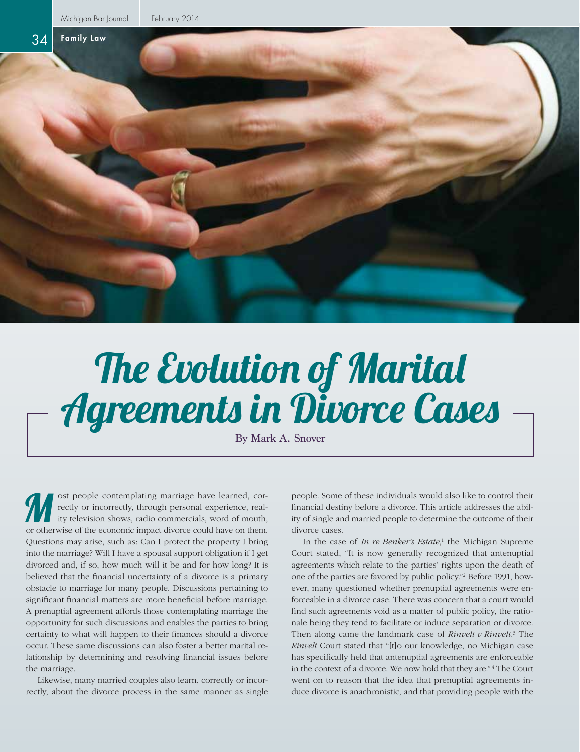Family Law

# The Evolution of Marital Agreements in Divorce Cases

By Mark A. Snover

Most people contemplating marriage have learned, correctly or incorrectly, through personal experience, reality television shows, radio commercials, word of mouth, or otherwise of the economic impact divorce could have on them. Questions may arise, such as: Can I protect the property I bring into the marriage? Will I have a spousal support obligation if I get divorced and, if so, how much will it be and for how long? It is believed that the financial uncertainty of a divorce is a primary obstacle to marriage for many people. Discussions pertaining to significant financial matters are more beneficial before marriage. A prenuptial agreement affords those contemplating marriage the opportunity for such discussions and enables the parties to bring certainty to what will happen to their finances should a divorce occur. These same discussions can also foster a better marital relationship by determining and resolving financial issues before the marriage.

Likewise, many married couples also learn, correctly or incorrectly, about the divorce process in the same manner as single people. Some of these individuals would also like to control their financial destiny before a divorce. This article addresses the ability of single and married people to determine the outcome of their divorce cases.

In the case of *In re Benker's Estate*,[1] the Michigan Supreme Court stated, "It is now generally recognized that antenuptial agreements which relate to the parties' rights upon the death of one of the parties are favored by public policy."[2] Before 1991, however, many questioned whether prenuptial agreements were enforceable in a divorce case. There was concern that a court would find such agreements void as a matter of public policy, the rationale being they tend to facilitate or induce separation or divorce. Then along came the landmark case of *Rinvelt v Rinvelt*.[3] The *Rinvelt* Court stated that "[t]o our knowledge, no Michigan case has specifically held that antenuptial agreements are enforceable in the context of a divorce. We now hold that they are."[4] The Court went on to reason that the idea that prenuptial agreements induce divorce is anachronistic, and that providing people with the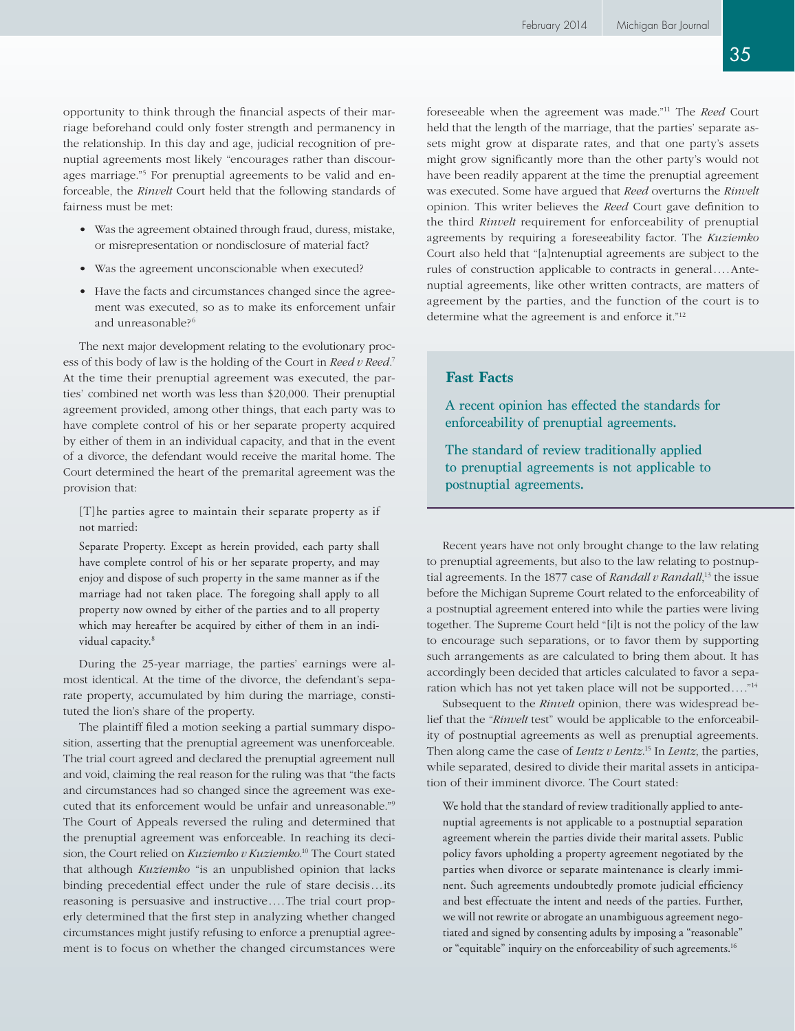opportunity to think through the financial aspects of their marriage beforehand could only foster strength and permanency in the relationship. In this day and age, judicial recognition of prenuptial agreements most likely "encourages rather than discourages marriage."[5] For prenuptial agreements to be valid and enforceable, the *Rinvelt* Court held that the following standards of fairness must be met:

- Was the agreement obtained through fraud, duress, mistake, or misrepresentation or nondisclosure of material fact?
- Was the agreement unconscionable when executed?
- Have the facts and circumstances changed since the agreement was executed, so as to make its enforcement unfair and unreasonable?[6]

The next major development relating to the evolutionary process of this body of law is the holding of the Court in *Reed v Reed*.[7] At the time their prenuptial agreement was executed, the parties' combined net worth was less than $20,000. Their prenuptial agreement provided, among other things, that each party was to have complete control of his or her separate property acquired by either of them in an individual capacity, and that in the event of a divorce, the defendant would receive the marital home. The Court determined the heart of the premarital agreement was the provision that:

> [T]he parties agree to maintain their separate property as if not married:
>
> Separate Property. Except as herein provided, each party shall have complete control of his or her separate property, and may enjoy and dispose of such property in the same manner as if the marriage had not taken place. The foregoing shall apply to all property now owned by either of the parties and to all property which may hereafter be acquired by either of them in an individual capacity.[8]

During the 25-year marriage, the parties' earnings were almost identical. At the time of the divorce, the defendant's separate property, accumulated by him during the marriage, constituted the lion's share of the property.

The plaintiff filed a motion seeking a partial summary disposition, asserting that the prenuptial agreement was unenforceable. The trial court agreed and declared the prenuptial agreement null and void, claiming the real reason for the ruling was that "the facts and circumstances had so changed since the agreement was executed that its enforcement would be unfair and unreasonable."[9] The Court of Appeals reversed the ruling and determined that the prenuptial agreement was enforceable. In reaching its decision, the Court relied on *Kuziemko v Kuziemko*.[10] The Court stated that although *Kuziemko* "is an unpublished opinion that lacks binding precedential effect under the rule of stare decisis…its reasoning is persuasive and instructive….The trial court properly determined that the first step in analyzing whether changed circumstances might justify refusing to enforce a prenuptial agreement is to focus on whether the changed circumstances were foreseeable when the agreement was made."[11] The *Reed* Court held that the length of the marriage, that the parties' separate assets might grow at disparate rates, and that one party's assets might grow significantly more than the other party's would not have been readily apparent at the time the prenuptial agreement was executed. Some have argued that *Reed* overturns the *Rinvelt* opinion. This writer believes the *Reed* Court gave definition to the third *Rinvelt* requirement for enforceability of prenuptial agreements by requiring a foreseeability factor. The *Kuziemko* Court also held that "[a]ntenuptial agreements are subject to the rules of construction applicable to contracts in general….Antenuptial agreements, like other written contracts, are matters of agreement by the parties, and the function of the court is to determine what the agreement is and enforce it."[12]

**Fast Facts**

**A recent opinion has effected the standards for enforceability of prenuptial agreements.**

**The standard of review traditionally applied to prenuptial agreements is not applicable to postnuptial agreements.**

Recent years have not only brought change to the law relating to prenuptial agreements, but also to the law relating to postnuptial agreements. In the 1877 case of *Randall v Randall*,[13] the issue before the Michigan Supreme Court related to the enforceability of a postnuptial agreement entered into while the parties were living together. The Supreme Court held "[i]t is not the policy of the law to encourage such separations, or to favor them by supporting such arrangements as are calculated to bring them about. It has accordingly been decided that articles calculated to favor a separation which has not yet taken place will not be supported…."[14]

Subsequent to the *Rinvelt* opinion, there was widespread belief that the "*Rinvelt* test" would be applicable to the enforceability of postnuptial agreements as well as prenuptial agreements. Then along came the case of *Lentz v Lentz*.[15] In *Lentz*, the parties, while separated, desired to divide their marital assets in anticipation of their imminent divorce. The Court stated:

> We hold that the standard of review traditionally applied to antenuptial agreements is not applicable to a postnuptial separation agreement wherein the parties divide their marital assets. Public policy favors upholding a property agreement negotiated by the parties when divorce or separate maintenance is clearly imminent. Such agreements undoubtedly promote judicial efficiency and best effectuate the intent and needs of the parties. Further, we will not rewrite or abrogate an unambiguous agreement negotiated and signed by consenting adults by imposing a "reasonable" or "equitable" inquiry on the enforceability of such agreements.[16]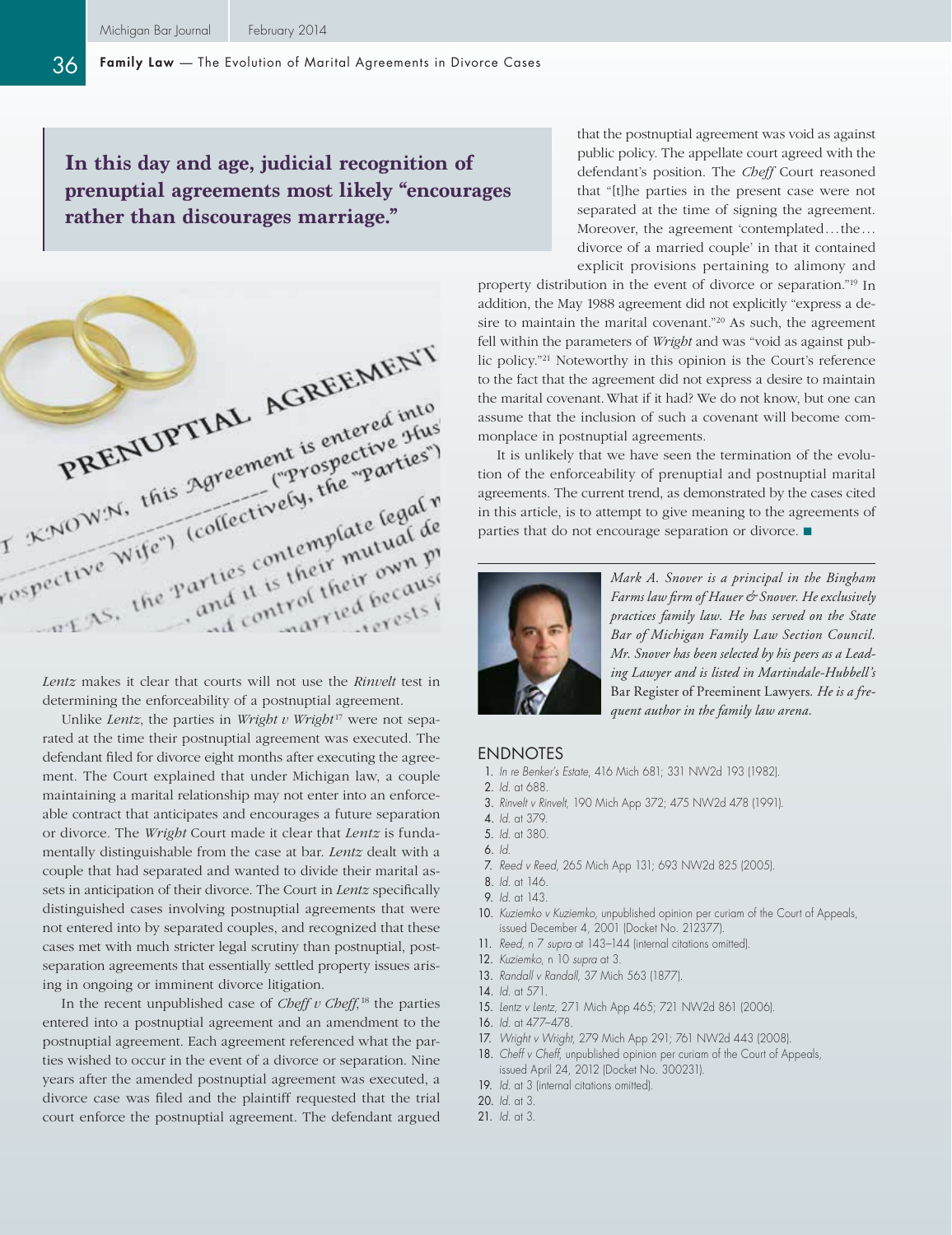**In this day and age, judicial recognition of prenuptial agreements most likely "encourages rather than discourages marriage."**

*Lentz* makes it clear that courts will not use the *Rinvelt* test in determining the enforceability of a postnuptial agreement.

Unlike *Lentz*, the parties in *Wright v Wright*[17] were not separated at the time their postnuptial agreement was executed. The defendant filed for divorce eight months after executing the agreement. The Court explained that under Michigan law, a couple maintaining a marital relationship may not enter into an enforceable contract that anticipates and encourages a future separation or divorce. The *Wright* Court made it clear that *Lentz* is fundamentally distinguishable from the case at bar. *Lentz* dealt with a couple that had separated and wanted to divide their marital assets in anticipation of their divorce. The Court in *Lentz* specifically distinguished cases involving postnuptial agreements that were not entered into by separated couples, and recognized that these cases met with much stricter legal scrutiny than postnuptial, post-separation agreements that essentially settled property issues arising in ongoing or imminent divorce litigation.

In the recent unpublished case of *Cheff v Cheff*,[18] the parties entered into a postnuptial agreement and an amendment to the postnuptial agreement. Each agreement referenced what the parties wished to occur in the event of a divorce or separation. Nine years after the amended postnuptial agreement was executed, a divorce case was filed and the plaintiff requested that the trial court enforce the postnuptial agreement. The defendant argued that the postnuptial agreement was void as against public policy. The appellate court agreed with the defendant's position. The *Cheff* Court reasoned that "[t]he parties in the present case were not separated at the time of signing the agreement. Moreover, the agreement 'contemplated...the... divorce of a married couple' in that it contained explicit provisions pertaining to alimony and property distribution in the event of divorce or separation."[19] In addition, the May 1988 agreement did not explicitly "express a desire to maintain the marital covenant."[20] As such, the agreement fell within the parameters of *Wright* and was "void as against public policy."[21] Noteworthy in this opinion is the Court's reference to the fact that the agreement did not express a desire to maintain the marital covenant. What if it had? We do not know, but one can assume that the inclusion of such a covenant will become commonplace in postnuptial agreements.

It is unlikely that we have seen the termination of the evolution of the enforceability of prenuptial and postnuptial marital agreements. The current trend, as demonstrated by the cases cited in this article, is to attempt to give meaning to the agreements of parties that do not encourage separation or divorce. ■

*Mark A. Snover is a principal in the Bingham Farms law firm of Hauer & Snover. He exclusively practices family law. He has served on the State Bar of Michigan Family Law Section Council. Mr. Snover has been selected by his peers as a Leading Lawyer and is listed in Martindale-Hubbell's* Bar Register of Preeminent Lawyers. *He is a frequent author in the family law arena.*

## ENDNOTES

1. *In re Benker's Estate*, 416 Mich 681; 331 NW2d 193 (1982).
2. *Id.* at 688.
3. *Rinvelt v Rinvelt*, 190 Mich App 372; 475 NW2d 478 (1991).
4. *Id.* at 379.
5. *Id.* at 380.
6. *Id.*
7. *Reed v Reed*, 265 Mich App 131; 693 NW2d 825 (2005).
8. *Id.* at 146.
9. *Id.* at 143.
10. *Kuziemko v Kuziemko*, unpublished opinion per curiam of the Court of Appeals, issued December 4, 2001 (Docket No. 212377).
11. *Reed*, n 7 *supra* at 143–144 (internal citations omitted).
12. *Kuziemko*, n 10 *supra* at 3.
13. *Randall v Randall*, 37 Mich 563 (1877).
14. *Id.* at 571.
15. *Lentz v Lentz*, 271 Mich App 465; 721 NW2d 861 (2006).
16. *Id.* at 477–478.
17. *Wright v Wright*, 279 Mich App 291; 761 NW2d 443 (2008).
18. *Cheff v Cheff*, unpublished opinion per curiam of the Court of Appeals, issued April 24, 2012 (Docket No. 300231).
19. *Id.* at 3 (internal citations omitted).
20. *Id.* at 3.
21. *Id.* at 3.